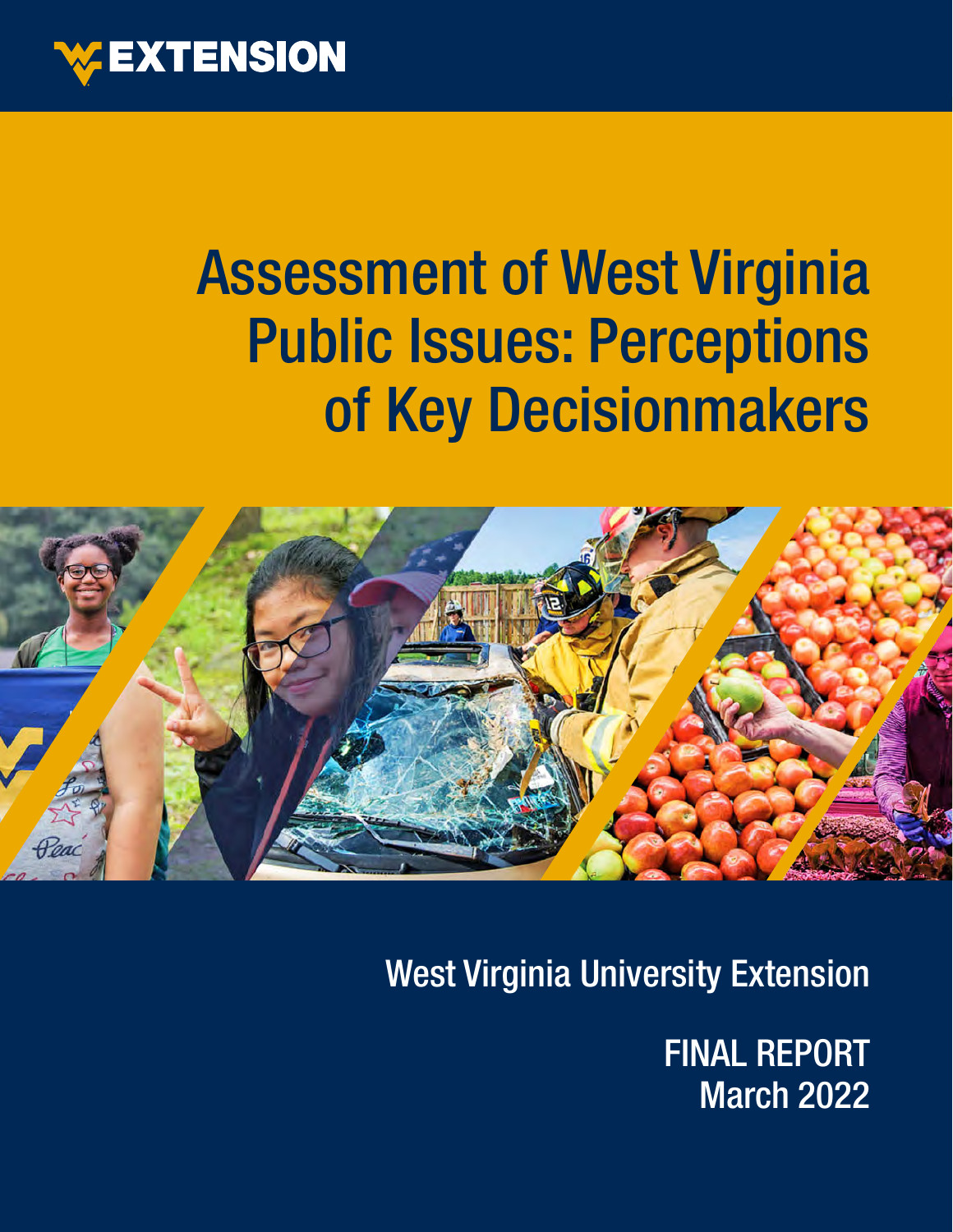EXTENSION

# Assessment of West Virginia Public Issues: Perceptions of Key Decisionmakers

West Virginia University Extension

FINAL REPORT
March 2022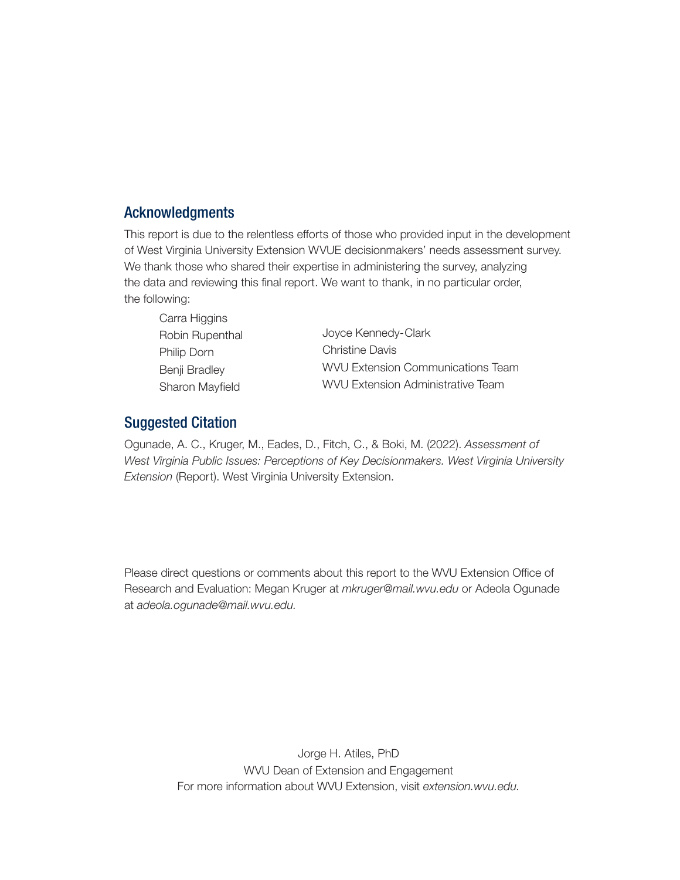## Acknowledgments

This report is due to the relentless efforts of those who provided input in the development of West Virginia University Extension WVUE decisionmakers' needs assessment survey. We thank those who shared their expertise in administering the survey, analyzing the data and reviewing this final report. We want to thank, in no particular order, the following:

- Carra Higgins
- Robin Rupenthal
- Philip Dorn
- Benji Bradley
- Sharon Mayfield
- Joyce Kennedy-Clark
- Christine Davis
- WVU Extension Communications Team
- WVU Extension Administrative Team

## Suggested Citation

Ogunade, A. C., Kruger, M., Eades, D., Fitch, C., & Boki, M. (2022). *Assessment of West Virginia Public Issues: Perceptions of Key Decisionmakers. West Virginia University Extension* (Report). West Virginia University Extension.

Please direct questions or comments about this report to the WVU Extension Office of Research and Evaluation: Megan Kruger at *mkruger@mail.wvu.edu* or Adeola Ogunade at *adeola.ogunade@mail.wvu.edu.*

Jorge H. Atiles, PhD
WVU Dean of Extension and Engagement
For more information about WVU Extension, visit *extension.wvu.edu.*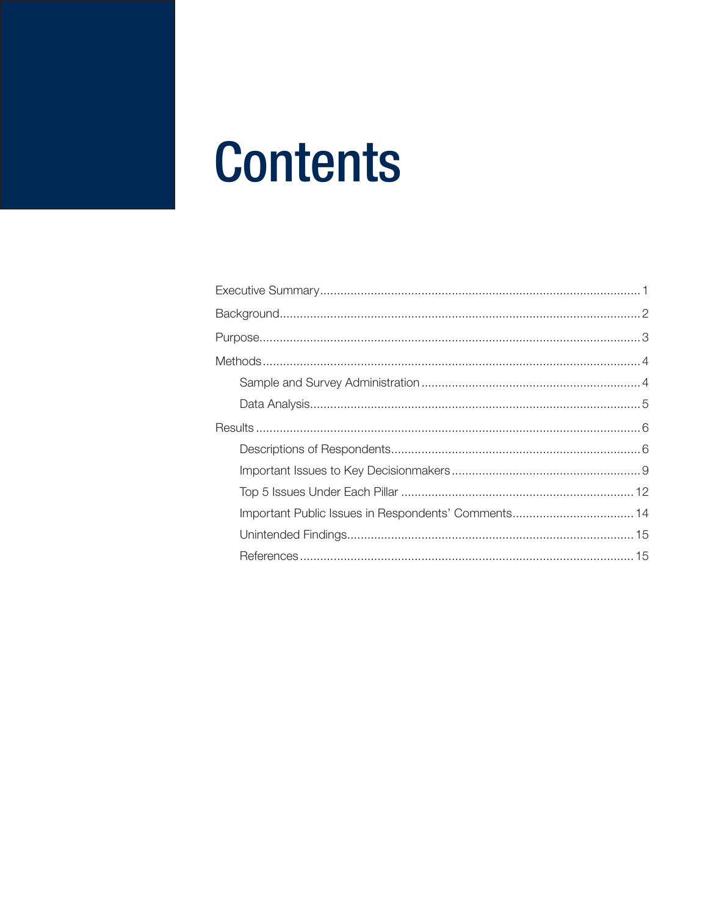# Contents

Executive Summary.................................................................................................1

Background.............................................................................................................2

Purpose...................................................................................................................3

Methods..................................................................................................................4

- Sample and Survey Administration.................................................................4
- Data Analysis..................................................................................................5

Results....................................................................................................................6

- Descriptions of Respondents..........................................................................6
- Important Issues to Key Decisionmakers........................................................9
- Top 5 Issues Under Each Pillar.....................................................................12
- Important Public Issues in Respondents' Comments....................................14
- Unintended Findings.....................................................................................15
- References....................................................................................................15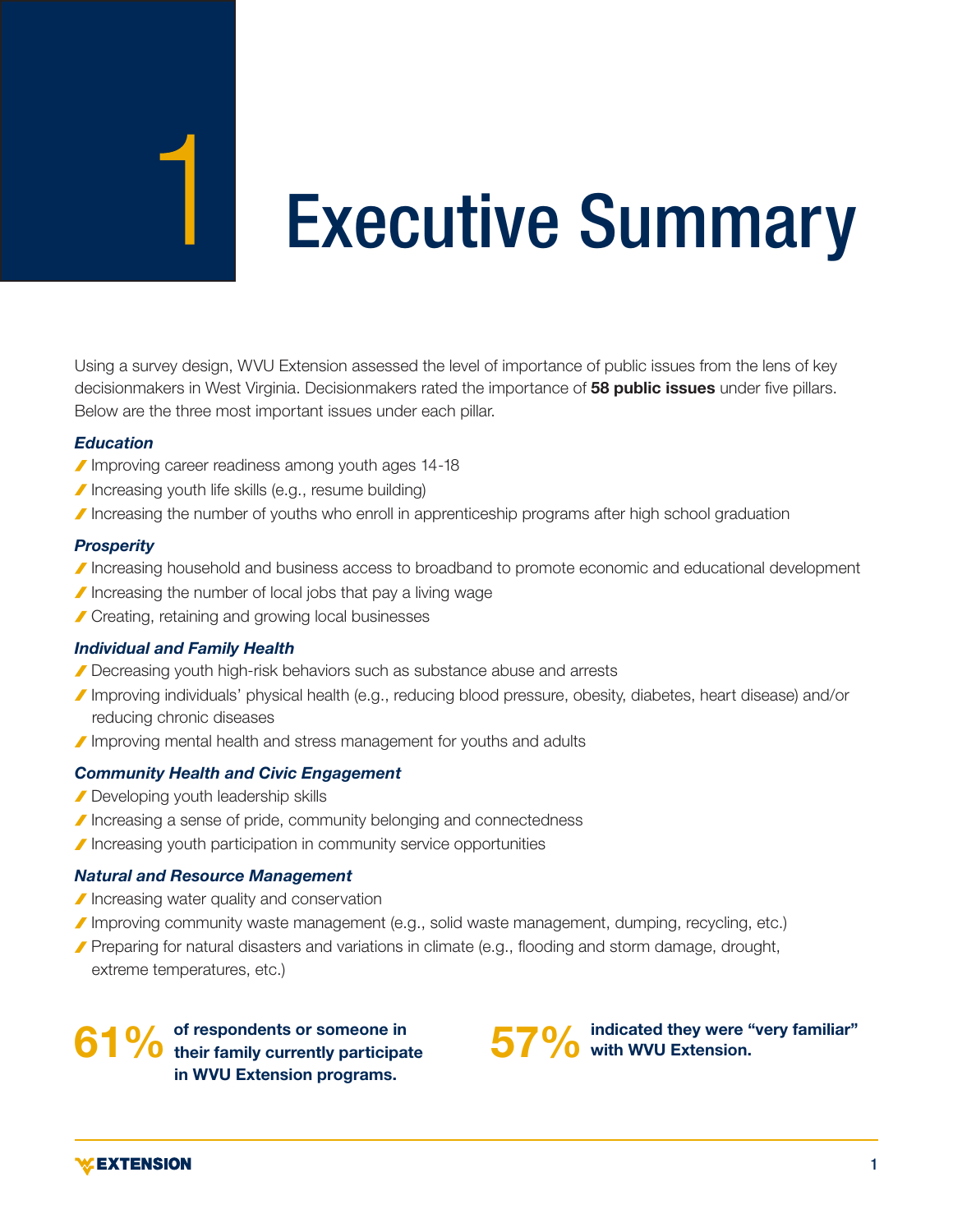# 1 Executive Summary

Using a survey design, WVU Extension assessed the level of importance of public issues from the lens of key decisionmakers in West Virginia. Decisionmakers rated the importance of **58 public issues** under five pillars. Below are the three most important issues under each pillar.

### *Education*

- Improving career readiness among youth ages 14-18
- Increasing youth life skills (e.g., resume building)
- Increasing the number of youths who enroll in apprenticeship programs after high school graduation

### *Prosperity*

- Increasing household and business access to broadband to promote economic and educational development
- Increasing the number of local jobs that pay a living wage
- Creating, retaining and growing local businesses

### *Individual and Family Health*

- Decreasing youth high-risk behaviors such as substance abuse and arrests
- Improving individuals' physical health (e.g., reducing blood pressure, obesity, diabetes, heart disease) and/or reducing chronic diseases
- Improving mental health and stress management for youths and adults

### *Community Health and Civic Engagement*

- Developing youth leadership skills
- Increasing a sense of pride, community belonging and connectedness
- Increasing youth participation in community service opportunities

### *Natural and Resource Management*

- Increasing water quality and conservation
- Improving community waste management (e.g., solid waste management, dumping, recycling, etc.)
- Preparing for natural disasters and variations in climate (e.g., flooding and storm damage, drought, extreme temperatures, etc.)

**61%** **of respondents or someone in their family currently participate in WVU Extension programs.**

**57%** **indicated they were "very familiar" with WVU Extension.**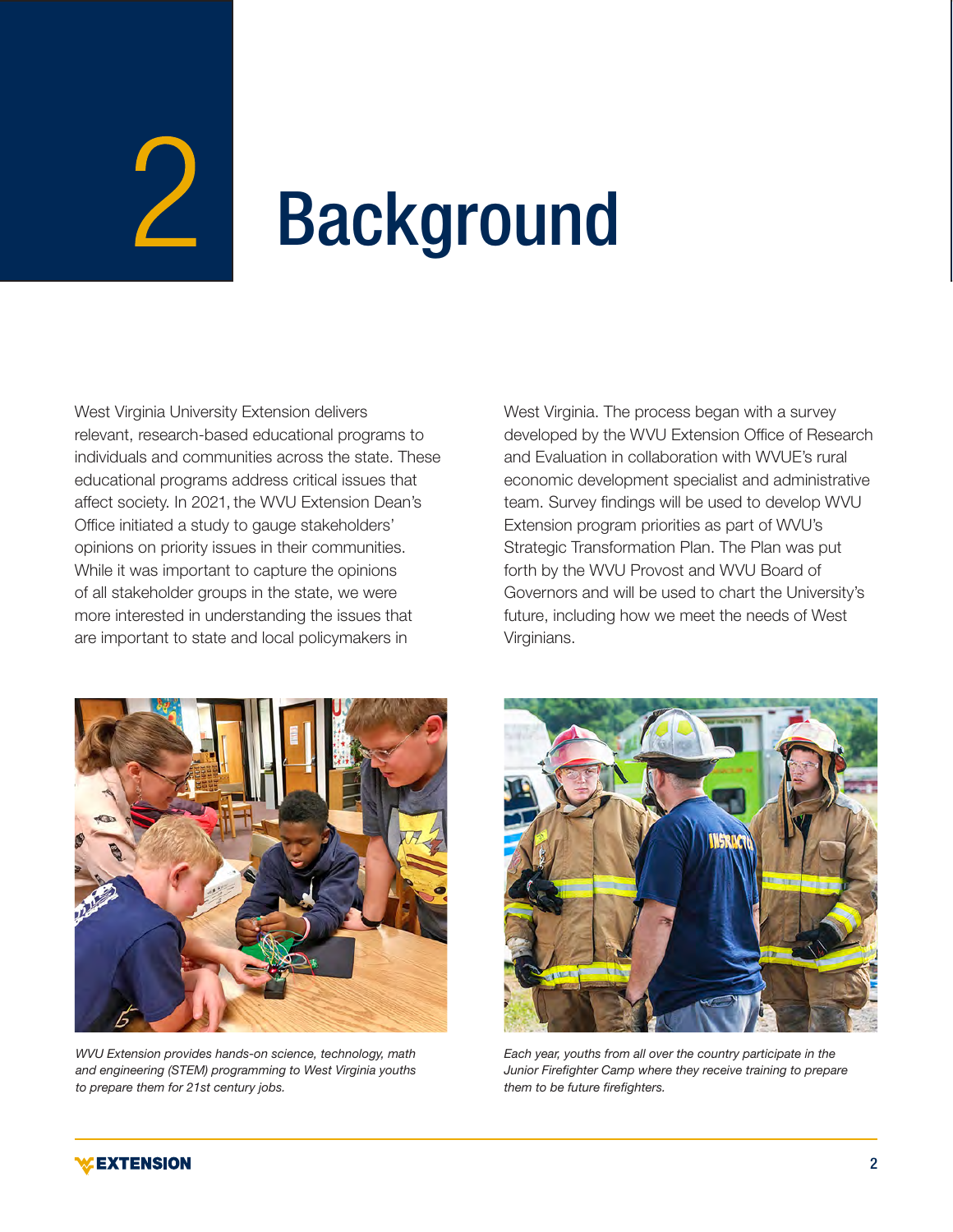# 2 Background

West Virginia University Extension delivers relevant, research-based educational programs to individuals and communities across the state. These educational programs address critical issues that affect society. In 2021, the WVU Extension Dean's Office initiated a study to gauge stakeholders' opinions on priority issues in their communities. While it was important to capture the opinions of all stakeholder groups in the state, we were more interested in understanding the issues that are important to state and local policymakers in West Virginia. The process began with a survey developed by the WVU Extension Office of Research and Evaluation in collaboration with WVUE's rural economic development specialist and administrative team. Survey findings will be used to develop WVU Extension program priorities as part of WVU's Strategic Transformation Plan. The Plan was put forth by the WVU Provost and WVU Board of Governors and will be used to chart the University's future, including how we meet the needs of West Virginians.

*WVU Extension provides hands-on science, technology, math and engineering (STEM) programming to West Virginia youths to prepare them for 21st century jobs.*

*Each year, youths from all over the country participate in the Junior Firefighter Camp where they receive training to prepare them to be future firefighters.*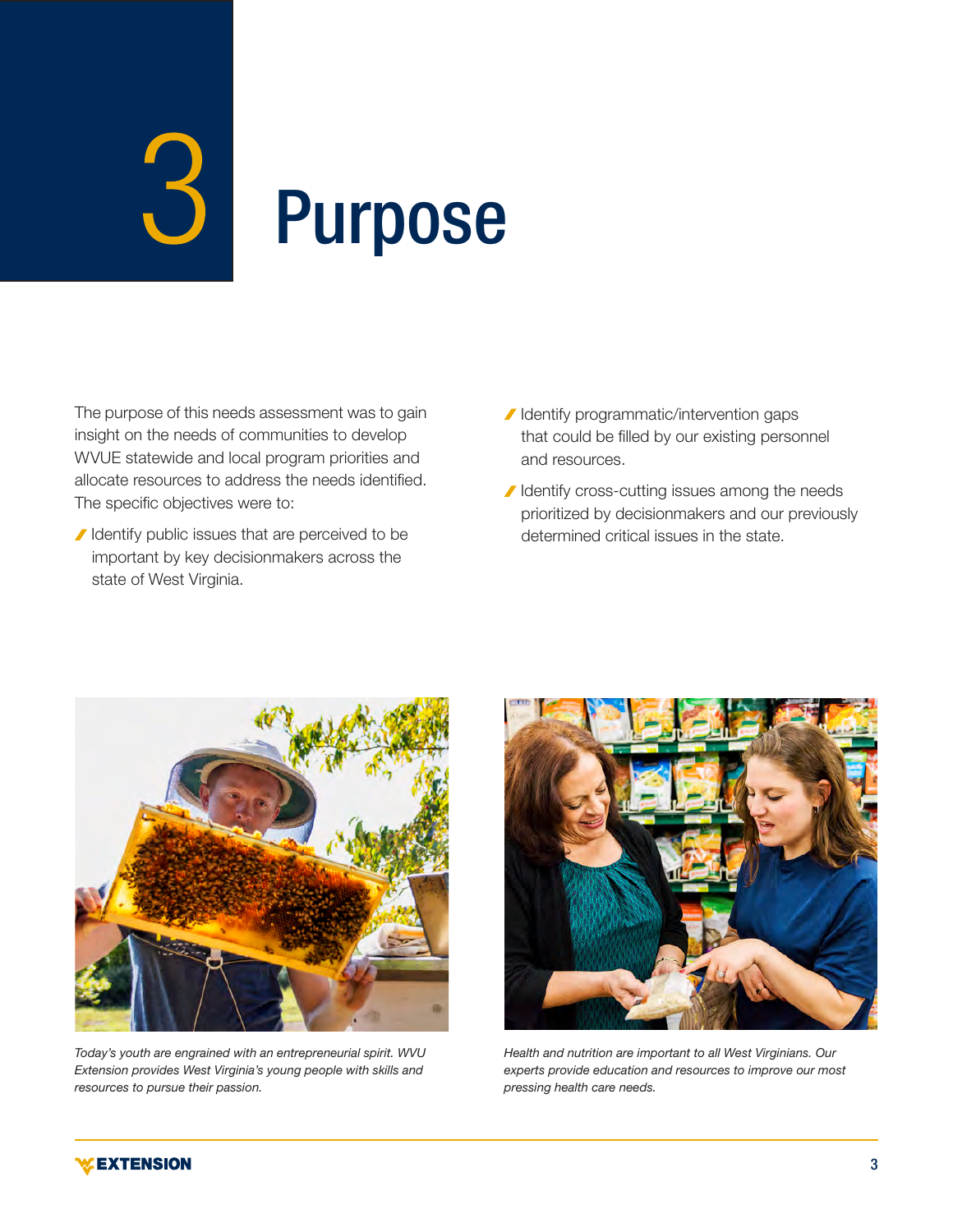# 3 Purpose

The purpose of this needs assessment was to gain insight on the needs of communities to develop WVUE statewide and local program priorities and allocate resources to address the needs identified. The specific objectives were to:

- Identify public issues that are perceived to be important by key decisionmakers across the state of West Virginia.
- Identify programmatic/intervention gaps that could be filled by our existing personnel and resources.
- Identify cross-cutting issues among the needs prioritized by decisionmakers and our previously determined critical issues in the state.

*Today's youth are engrained with an entrepreneurial spirit. WVU Extension provides West Virginia's young people with skills and resources to pursue their passion.*

*Health and nutrition are important to all West Virginians. Our experts provide education and resources to improve our most pressing health care needs.*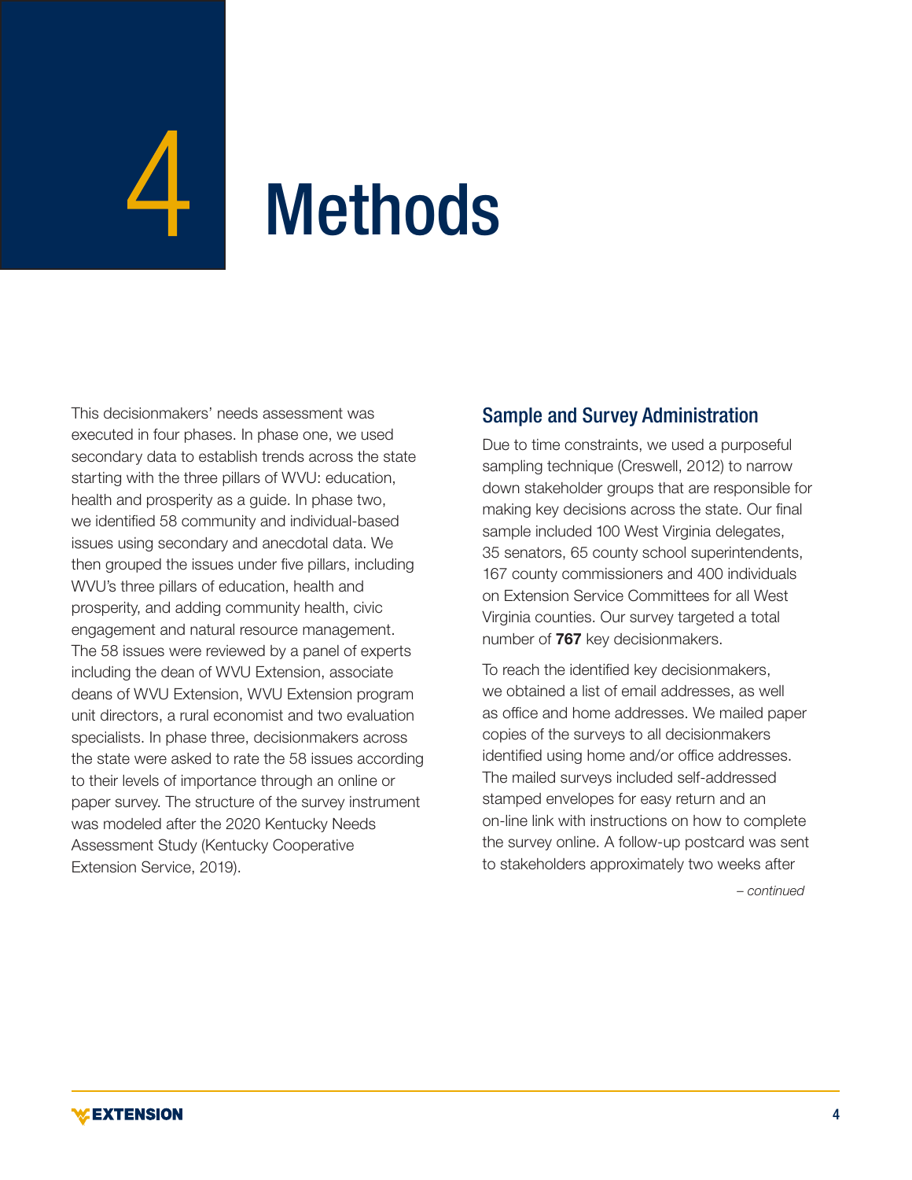// 4 Methods

# 4 Methods

This decisionmakers' needs assessment was executed in four phases. In phase one, we used secondary data to establish trends across the state starting with the three pillars of WVU: education, health and prosperity as a guide. In phase two, we identified 58 community and individual-based issues using secondary and anecdotal data. We then grouped the issues under five pillars, including WVU's three pillars of education, health and prosperity, and adding community health, civic engagement and natural resource management. The 58 issues were reviewed by a panel of experts including the dean of WVU Extension, associate deans of WVU Extension, WVU Extension program unit directors, a rural economist and two evaluation specialists. In phase three, decisionmakers across the state were asked to rate the 58 issues according to their levels of importance through an online or paper survey. The structure of the survey instrument was modeled after the 2020 Kentucky Needs Assessment Study (Kentucky Cooperative Extension Service, 2019).

## Sample and Survey Administration

Due to time constraints, we used a purposeful sampling technique (Creswell, 2012) to narrow down stakeholder groups that are responsible for making key decisions across the state. Our final sample included 100 West Virginia delegates, 35 senators, 65 county school superintendents, 167 county commissioners and 400 individuals on Extension Service Committees for all West Virginia counties. Our survey targeted a total number of **767** key decisionmakers.

To reach the identified key decisionmakers, we obtained a list of email addresses, as well as office and home addresses. We mailed paper copies of the surveys to all decisionmakers identified using home and/or office addresses. The mailed surveys included self-addressed stamped envelopes for easy return and an on-line link with instructions on how to complete the survey online. A follow-up postcard was sent to stakeholders approximately two weeks after

*– continued*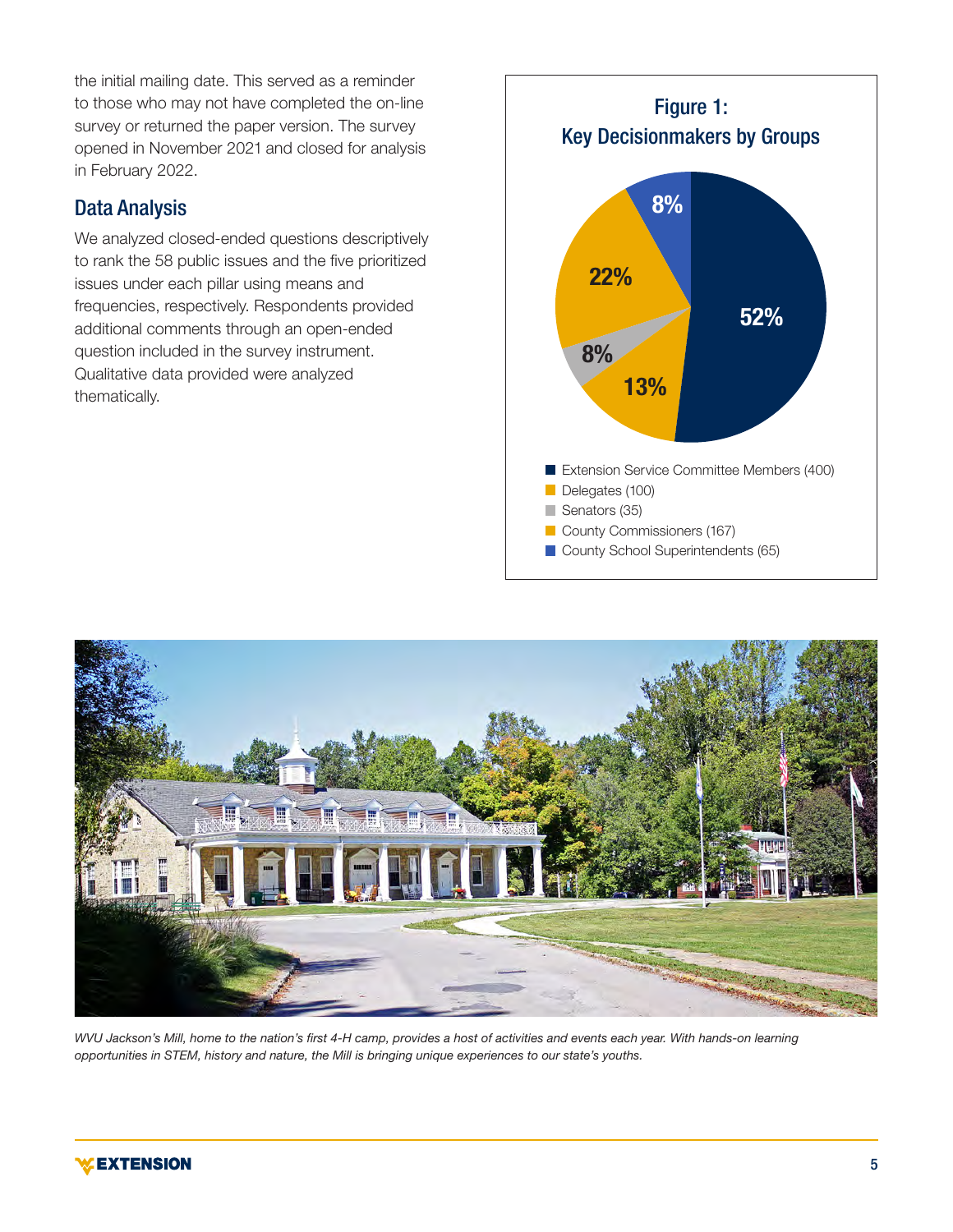the initial mailing date. This served as a reminder to those who may not have completed the on-line survey or returned the paper version. The survey opened in November 2021 and closed for analysis in February 2022.

## Data Analysis

We analyzed closed-ended questions descriptively to rank the 58 public issues and the five prioritized issues under each pillar using means and frequencies, respectively. Respondents provided additional comments through an open-ended question included in the survey instrument. Qualitative data provided were analyzed thematically.

**Figure 1: Key Decisionmakers by Groups**

| Group | Percentage |
|---|---|
| Extension Service Committee Members (400) | 52% |
| Delegates (100) | 13% |
| Senators (35) | 8% |
| County Commissioners (167) | 22% |
| County School Superintendents (65) | 8% |

*WVU Jackson's Mill, home to the nation's first 4-H camp, provides a host of activities and events each year. With hands-on learning opportunities in STEM, history and nature, the Mill is bringing unique experiences to our state's youths.*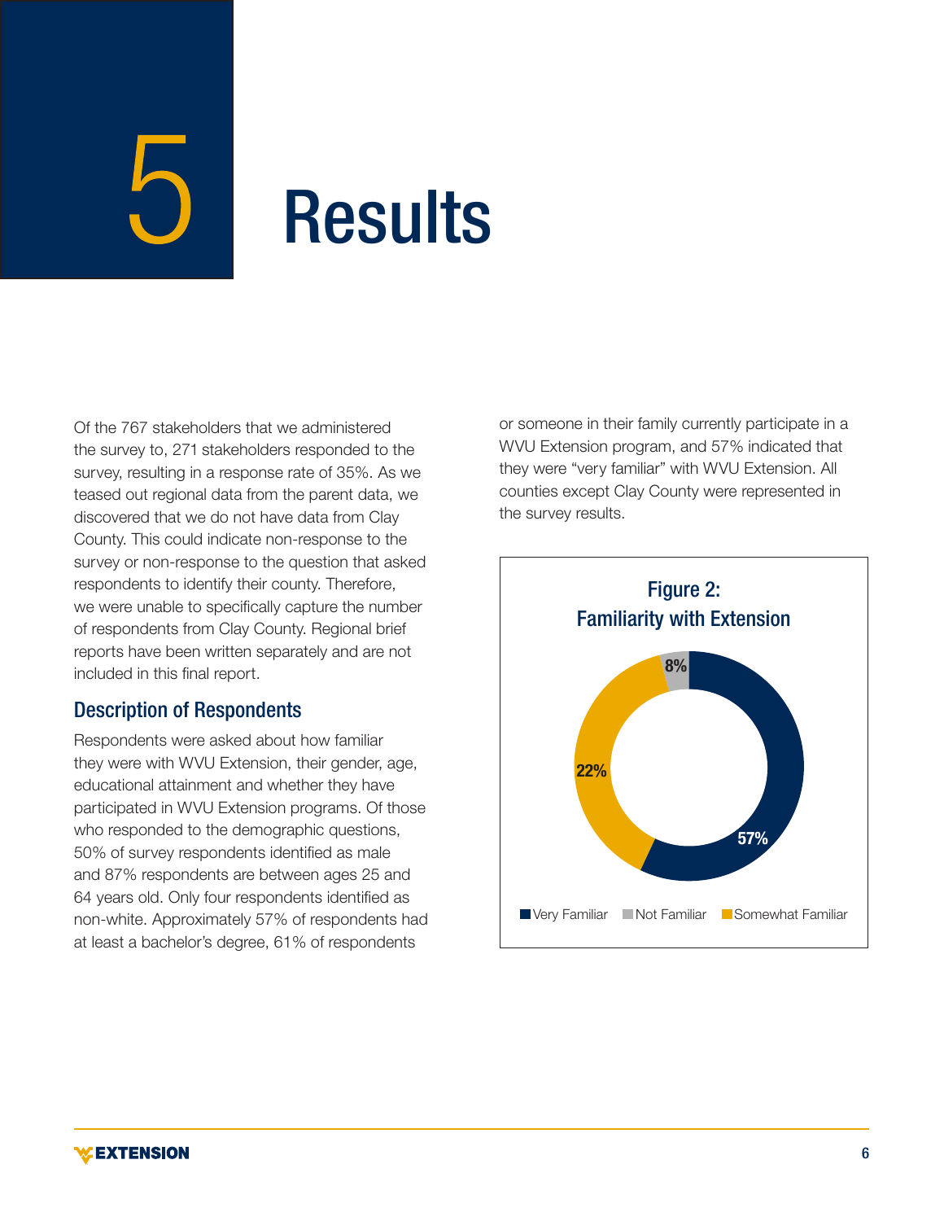# 5 Results

Of the 767 stakeholders that we administered the survey to, 271 stakeholders responded to the survey, resulting in a response rate of 35%. As we teased out regional data from the parent data, we discovered that we do not have data from Clay County. This could indicate non-response to the survey or non-response to the question that asked respondents to identify their county. Therefore, we were unable to specifically capture the number of respondents from Clay County. Regional brief reports have been written separately and are not included in this final report.

## Description of Respondents

Respondents were asked about how familiar they were with WVU Extension, their gender, age, educational attainment and whether they have participated in WVU Extension programs. Of those who responded to the demographic questions, 50% of survey respondents identified as male and 87% respondents are between ages 25 and 64 years old. Only four respondents identified as non-white. Approximately 57% of respondents had at least a bachelor's degree, 61% of respondents or someone in their family currently participate in a WVU Extension program, and 57% indicated that they were "very familiar" with WVU Extension. All counties except Clay County were represented in the survey results.

**Figure 2: Familiarity with Extension**

| Familiarity | Percent |
|---|---|
| Very Familiar | 57% |
| Not Familiar | 8% |
| Somewhat Familiar | 22% |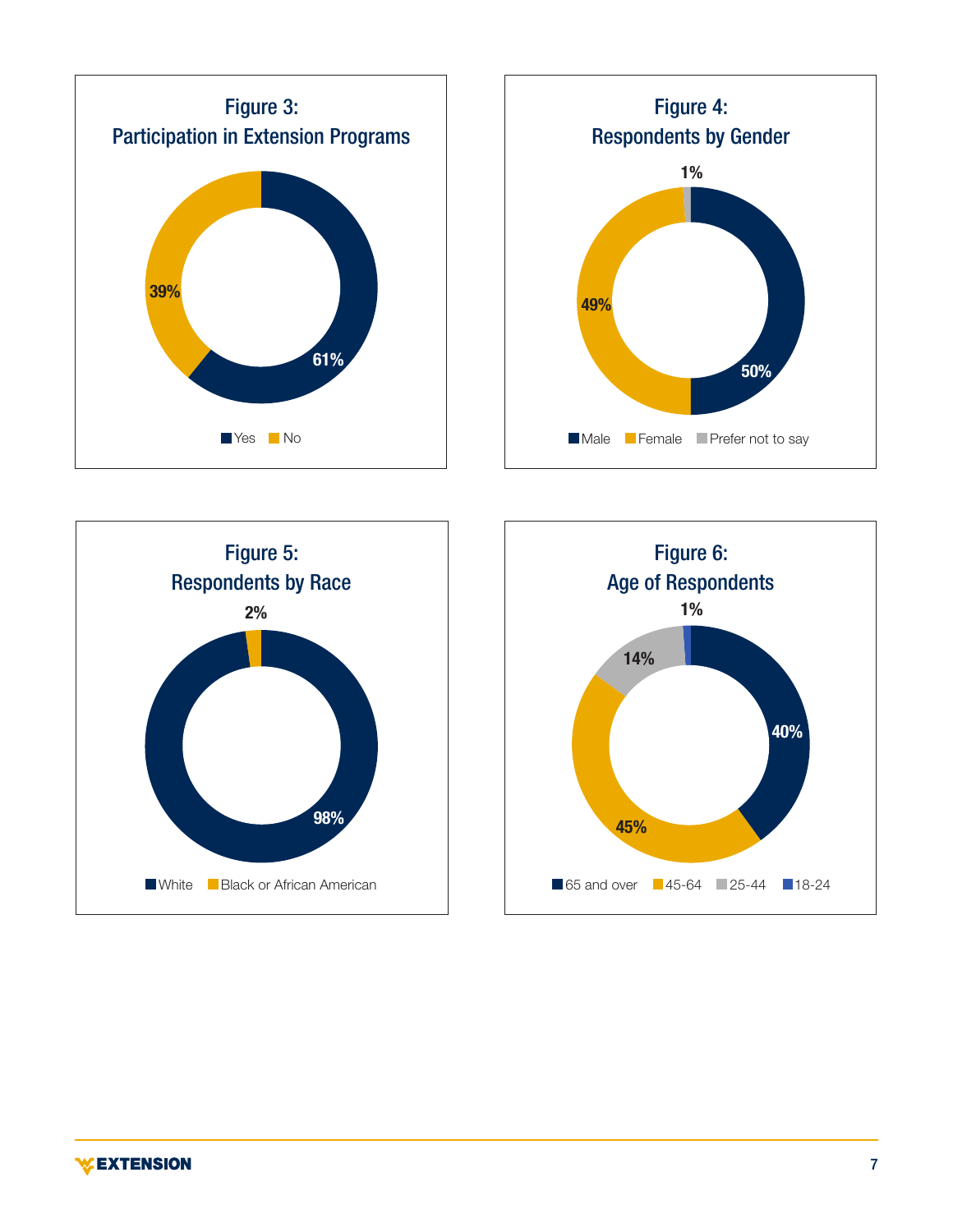### Figure 3: Participation in Extension Programs

| Response | Percent |
|---|---|
| Yes | 61% |
| No | 39% |

### Figure 4: Respondents by Gender

| Gender | Percent |
|---|---|
| Male | 50% |
| Female | 49% |
| Prefer not to say | 1% |

### Figure 5: Respondents by Race

| Race | Percent |
|---|---|
| White | 98% |
| Black or African American | 2% |

### Figure 6: Age of Respondents

| Age | Percent |
|---|---|
| 65 and over | 40% |
| 45-64 | 45% |
| 25-44 | 14% |
| 18-24 | 1% |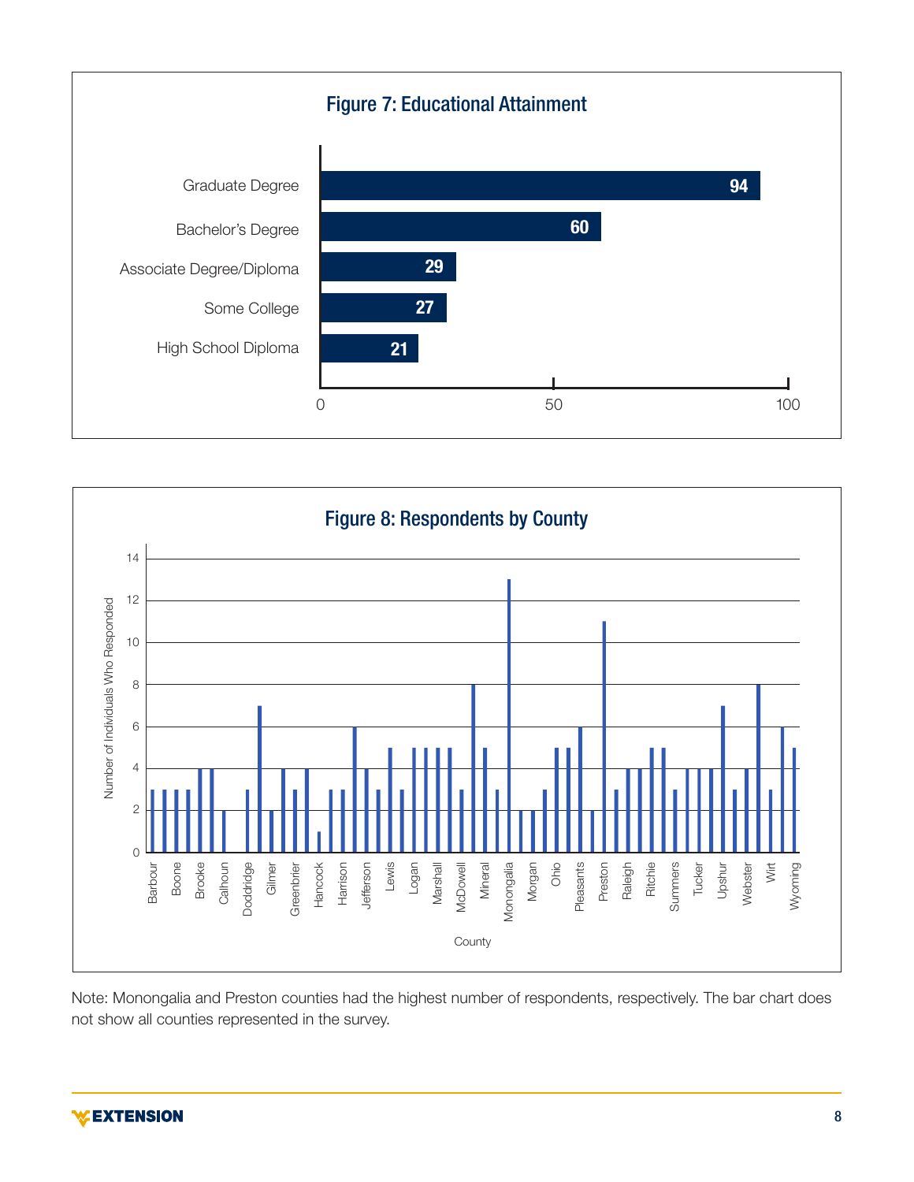## Figure 7: Educational Attainment

| Education | Count |
|---|---|
| Graduate Degree | 94 |
| Bachelor's Degree | 60 |
| Associate Degree/Diploma | 29 |
| Some College | 27 |
| High School Diploma | 21 |

## Figure 8: Respondents by County

Note: Monongalia and Preston counties had the highest number of respondents, respectively. The bar chart does not show all counties represented in the survey.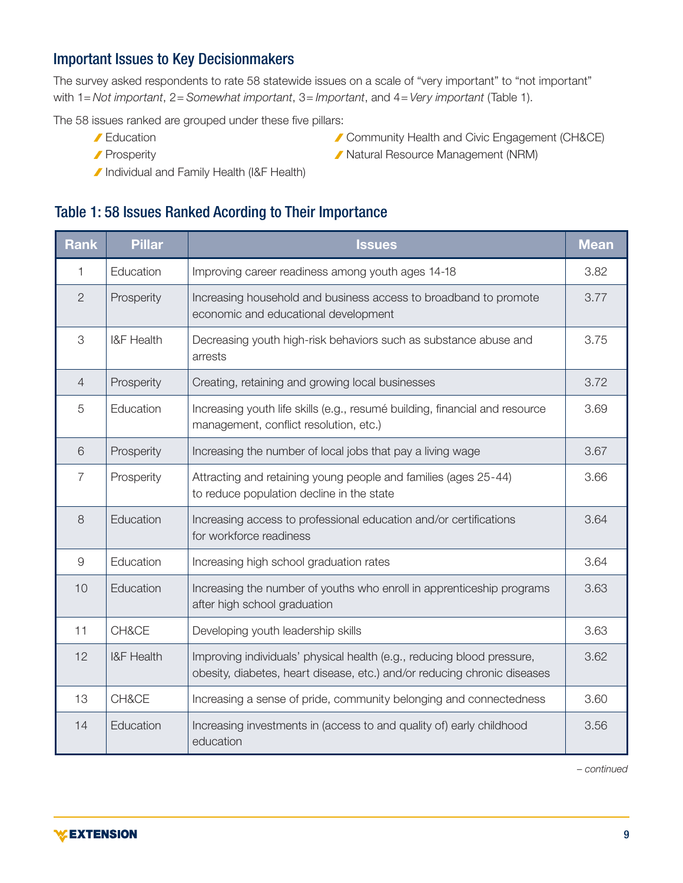## Important Issues to Key Decisionmakers

The survey asked respondents to rate 58 statewide issues on a scale of "very important" to "not important" with 1=*Not important*, 2=*Somewhat important*, 3=*Important*, and 4=*Very important* (Table 1).

The 58 issues ranked are grouped under these five pillars:

- Education
- Prosperity
- Individual and Family Health (I&F Health)
- Community Health and Civic Engagement (CH&CE)
- Natural Resource Management (NRM)

### Table 1: 58 Issues Ranked Acording to Their Importance

| Rank | Pillar | Issues | Mean |
|---|---|---|---|
| 1 | Education | Improving career readiness among youth ages 14-18 | 3.82 |
| 2 | Prosperity | Increasing household and business access to broadband to promote economic and educational development | 3.77 |
| 3 | I&F Health | Decreasing youth high-risk behaviors such as substance abuse and arrests | 3.75 |
| 4 | Prosperity | Creating, retaining and growing local businesses | 3.72 |
| 5 | Education | Increasing youth life skills (e.g., resumé building, financial and resource management, conflict resolution, etc.) | 3.69 |
| 6 | Prosperity | Increasing the number of local jobs that pay a living wage | 3.67 |
| 7 | Prosperity | Attracting and retaining young people and families (ages 25-44) to reduce population decline in the state | 3.66 |
| 8 | Education | Increasing access to professional education and/or certifications for workforce readiness | 3.64 |
| 9 | Education | Increasing high school graduation rates | 3.64 |
| 10 | Education | Increasing the number of youths who enroll in apprenticeship programs after high school graduation | 3.63 |
| 11 | CH&CE | Developing youth leadership skills | 3.63 |
| 12 | I&F Health | Improving individuals' physical health (e.g., reducing blood pressure, obesity, diabetes, heart disease, etc.) and/or reducing chronic diseases | 3.62 |
| 13 | CH&CE | Increasing a sense of pride, community belonging and connectedness | 3.60 |
| 14 | Education | Increasing investments in (access to and quality of) early childhood education | 3.56 |

*– continued*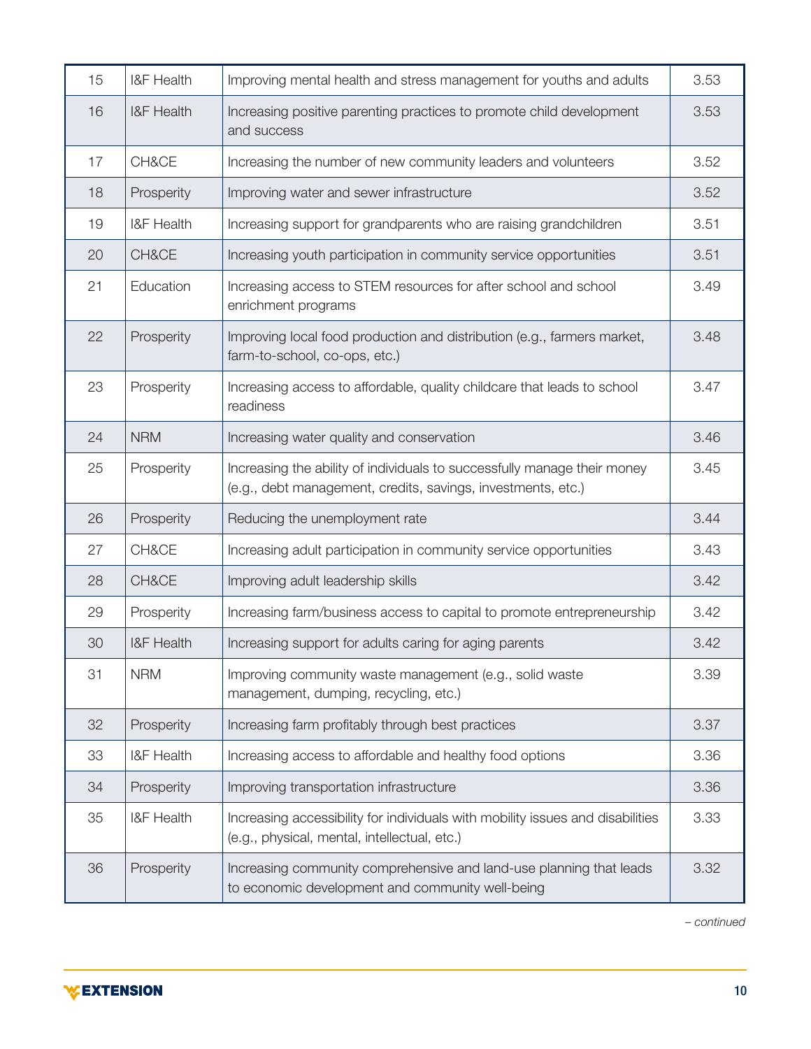| | | | |
|---|---|---|---|
| 15 | I&F Health | Improving mental health and stress management for youths and adults | 3.53 |
| 16 | I&F Health | Increasing positive parenting practices to promote child development and success | 3.53 |
| 17 | CH&CE | Increasing the number of new community leaders and volunteers | 3.52 |
| 18 | Prosperity | Improving water and sewer infrastructure | 3.52 |
| 19 | I&F Health | Increasing support for grandparents who are raising grandchildren | 3.51 |
| 20 | CH&CE | Increasing youth participation in community service opportunities | 3.51 |
| 21 | Education | Increasing access to STEM resources for after school and school enrichment programs | 3.49 |
| 22 | Prosperity | Improving local food production and distribution (e.g., farmers market, farm-to-school, co-ops, etc.) | 3.48 |
| 23 | Prosperity | Increasing access to affordable, quality childcare that leads to school readiness | 3.47 |
| 24 | NRM | Increasing water quality and conservation | 3.46 |
| 25 | Prosperity | Increasing the ability of individuals to successfully manage their money (e.g., debt management, credits, savings, investments, etc.) | 3.45 |
| 26 | Prosperity | Reducing the unemployment rate | 3.44 |
| 27 | CH&CE | Increasing adult participation in community service opportunities | 3.43 |
| 28 | CH&CE | Improving adult leadership skills | 3.42 |
| 29 | Prosperity | Increasing farm/business access to capital to promote entrepreneurship | 3.42 |
| 30 | I&F Health | Increasing support for adults caring for aging parents | 3.42 |
| 31 | NRM | Improving community waste management (e.g., solid waste management, dumping, recycling, etc.) | 3.39 |
| 32 | Prosperity | Increasing farm profitably through best practices | 3.37 |
| 33 | I&F Health | Increasing access to affordable and healthy food options | 3.36 |
| 34 | Prosperity | Improving transportation infrastructure | 3.36 |
| 35 | I&F Health | Increasing accessibility for individuals with mobility issues and disabilities (e.g., physical, mental, intellectual, etc.) | 3.33 |
| 36 | Prosperity | Increasing community comprehensive and land-use planning that leads to economic development and community well-being | 3.32 |

*– continued*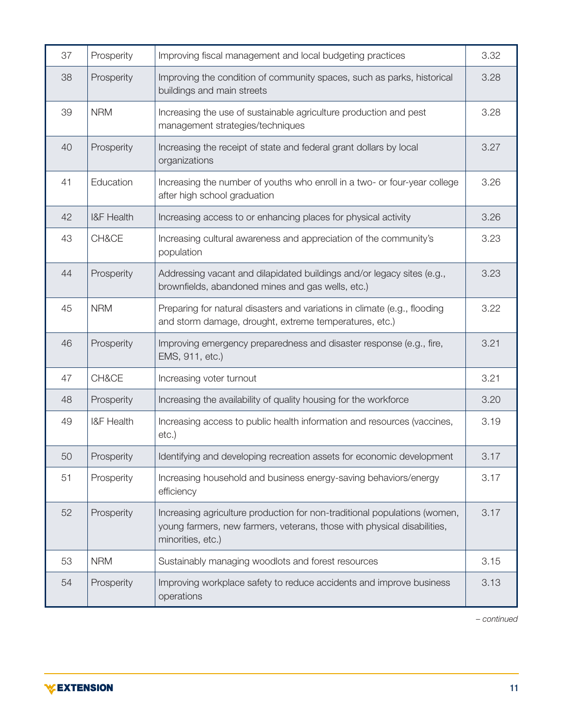| 37 | Prosperity | Improving fiscal management and local budgeting practices | 3.32 |
|---|---|---|---|
| 38 | Prosperity | Improving the condition of community spaces, such as parks, historical buildings and main streets | 3.28 |
| 39 | NRM | Increasing the use of sustainable agriculture production and pest management strategies/techniques | 3.28 |
| 40 | Prosperity | Increasing the receipt of state and federal grant dollars by local organizations | 3.27 |
| 41 | Education | Increasing the number of youths who enroll in a two- or four-year college after high school graduation | 3.26 |
| 42 | I&F Health | Increasing access to or enhancing places for physical activity | 3.26 |
| 43 | CH&CE | Increasing cultural awareness and appreciation of the community's population | 3.23 |
| 44 | Prosperity | Addressing vacant and dilapidated buildings and/or legacy sites (e.g., brownfields, abandoned mines and gas wells, etc.) | 3.23 |
| 45 | NRM | Preparing for natural disasters and variations in climate (e.g., flooding and storm damage, drought, extreme temperatures, etc.) | 3.22 |
| 46 | Prosperity | Improving emergency preparedness and disaster response (e.g., fire, EMS, 911, etc.) | 3.21 |
| 47 | CH&CE | Increasing voter turnout | 3.21 |
| 48 | Prosperity | Increasing the availability of quality housing for the workforce | 3.20 |
| 49 | I&F Health | Increasing access to public health information and resources (vaccines, etc.) | 3.19 |
| 50 | Prosperity | Identifying and developing recreation assets for economic development | 3.17 |
| 51 | Prosperity | Increasing household and business energy-saving behaviors/energy efficiency | 3.17 |
| 52 | Prosperity | Increasing agriculture production for non-traditional populations (women, young farmers, new farmers, veterans, those with physical disabilities, minorities, etc.) | 3.17 |
| 53 | NRM | Sustainably managing woodlots and forest resources | 3.15 |
| 54 | Prosperity | Improving workplace safety to reduce accidents and improve business operations | 3.13 |

*– continued*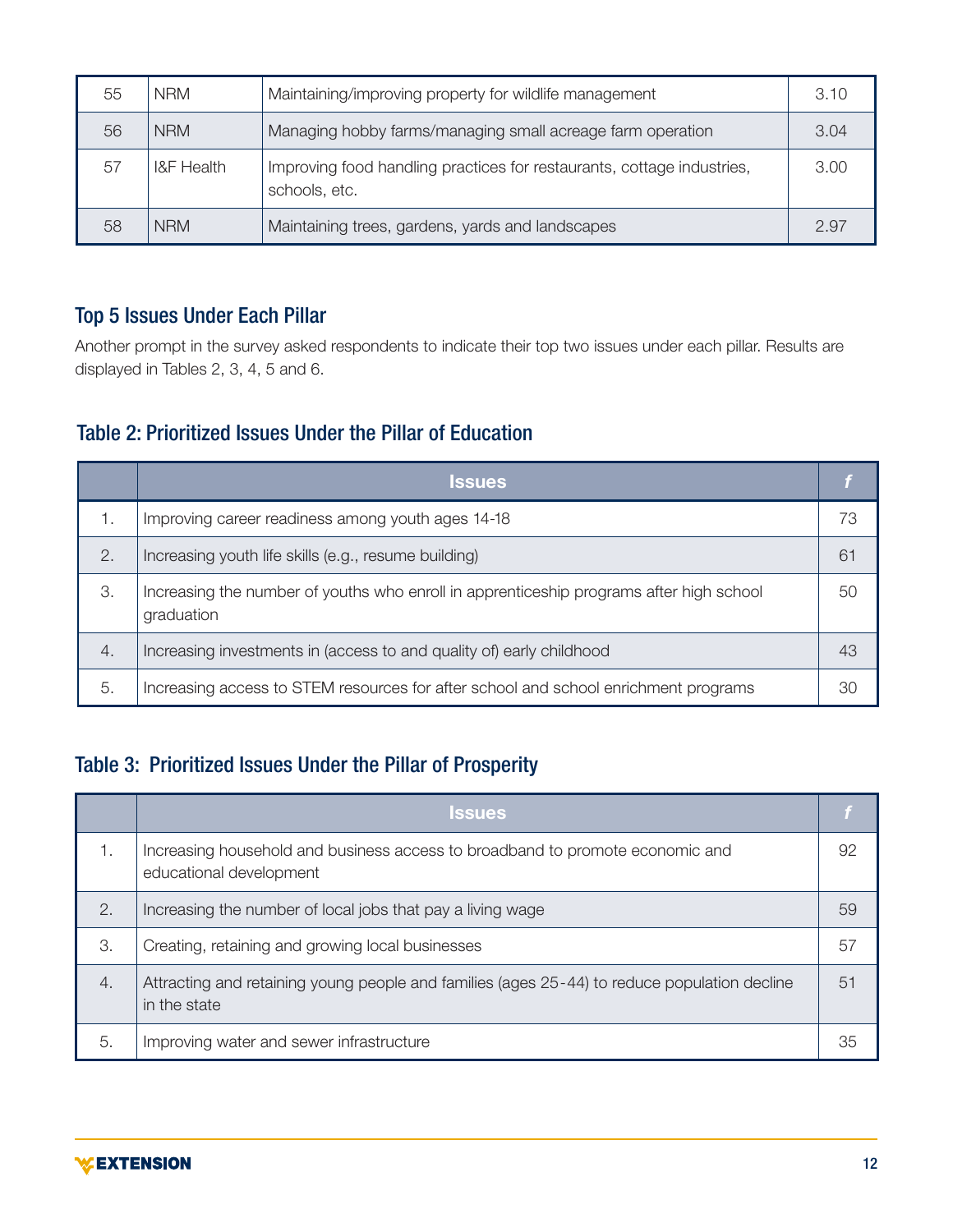| 55 | NRM | Maintaining/improving property for wildlife management | 3.10 |
|---|---|---|---|
| 56 | NRM | Managing hobby farms/managing small acreage farm operation | 3.04 |
| 57 | I&F Health | Improving food handling practices for restaurants, cottage industries, schools, etc. | 3.00 |
| 58 | NRM | Maintaining trees, gardens, yards and landscapes | 2.97 |

## Top 5 Issues Under Each Pillar

Another prompt in the survey asked respondents to indicate their top two issues under each pillar. Results are displayed in Tables 2, 3, 4, 5 and 6.

### Table 2: Prioritized Issues Under the Pillar of Education

| | Issues | *f* |
|---|---|---|
| 1. | Improving career readiness among youth ages 14-18 | 73 |
| 2. | Increasing youth life skills (e.g., resume building) | 61 |
| 3. | Increasing the number of youths who enroll in apprenticeship programs after high school graduation | 50 |
| 4. | Increasing investments in (access to and quality of) early childhood | 43 |
| 5. | Increasing access to STEM resources for after school and school enrichment programs | 30 |

### Table 3: Prioritized Issues Under the Pillar of Prosperity

| | Issues | *f* |
|---|---|---|
| 1. | Increasing household and business access to broadband to promote economic and educational development | 92 |
| 2. | Increasing the number of local jobs that pay a living wage | 59 |
| 3. | Creating, retaining and growing local businesses | 57 |
| 4. | Attracting and retaining young people and families (ages 25-44) to reduce population decline in the state | 51 |
| 5. | Improving water and sewer infrastructure | 35 |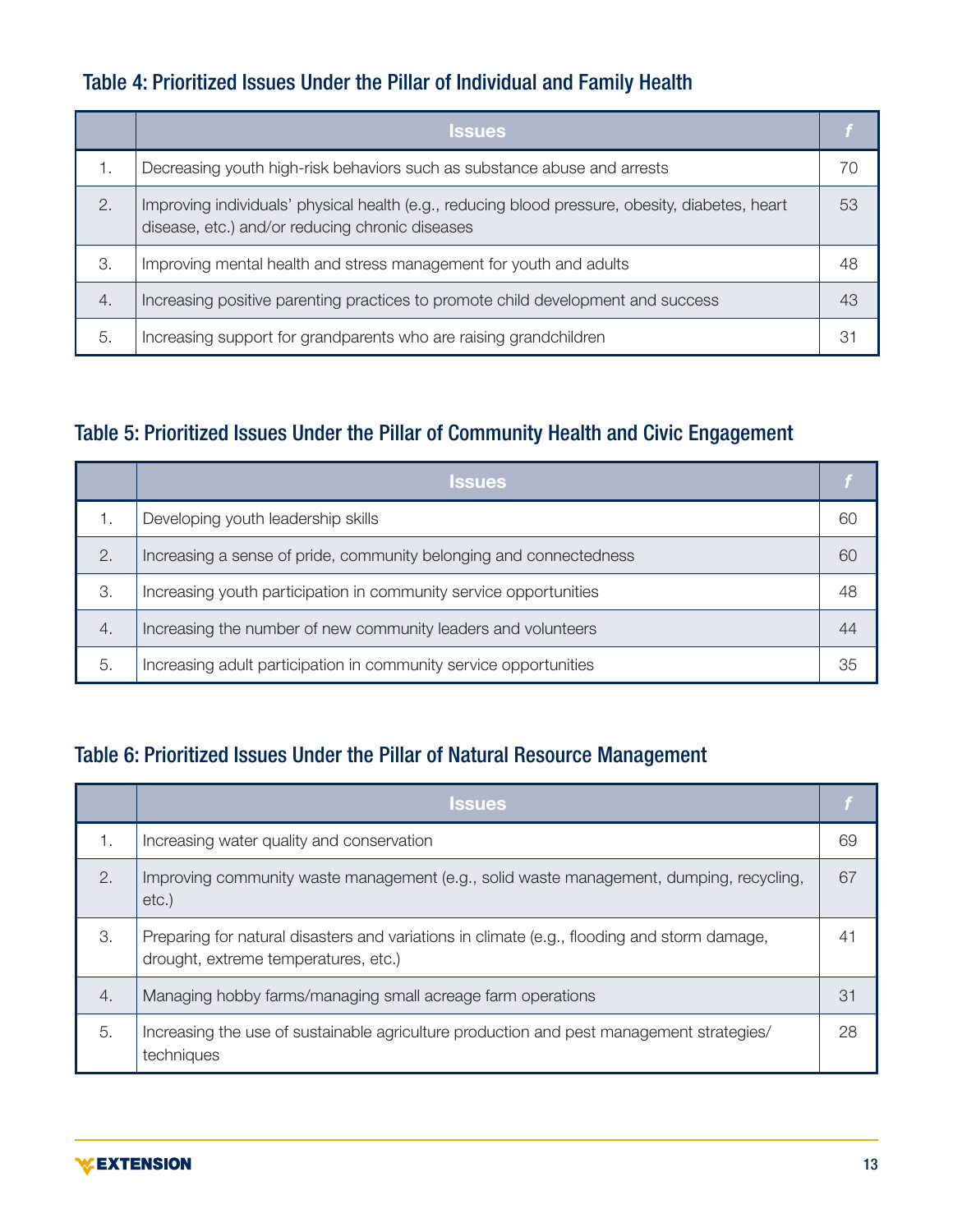### Table 4: Prioritized Issues Under the Pillar of Individual and Family Health

| | Issues | *f* |
|---|---|---|
| 1. | Decreasing youth high-risk behaviors such as substance abuse and arrests | 70 |
| 2. | Improving individuals' physical health (e.g., reducing blood pressure, obesity, diabetes, heart disease, etc.) and/or reducing chronic diseases | 53 |
| 3. | Improving mental health and stress management for youth and adults | 48 |
| 4. | Increasing positive parenting practices to promote child development and success | 43 |
| 5. | Increasing support for grandparents who are raising grandchildren | 31 |

### Table 5: Prioritized Issues Under the Pillar of Community Health and Civic Engagement

| | Issues | *f* |
|---|---|---|
| 1. | Developing youth leadership skills | 60 |
| 2. | Increasing a sense of pride, community belonging and connectedness | 60 |
| 3. | Increasing youth participation in community service opportunities | 48 |
| 4. | Increasing the number of new community leaders and volunteers | 44 |
| 5. | Increasing adult participation in community service opportunities | 35 |

### Table 6: Prioritized Issues Under the Pillar of Natural Resource Management

| | Issues | *f* |
|---|---|---|
| 1. | Increasing water quality and conservation | 69 |
| 2. | Improving community waste management (e.g., solid waste management, dumping, recycling, etc.) | 67 |
| 3. | Preparing for natural disasters and variations in climate (e.g., flooding and storm damage, drought, extreme temperatures, etc.) | 41 |
| 4. | Managing hobby farms/managing small acreage farm operations | 31 |
| 5. | Increasing the use of sustainable agriculture production and pest management strategies/techniques | 28 |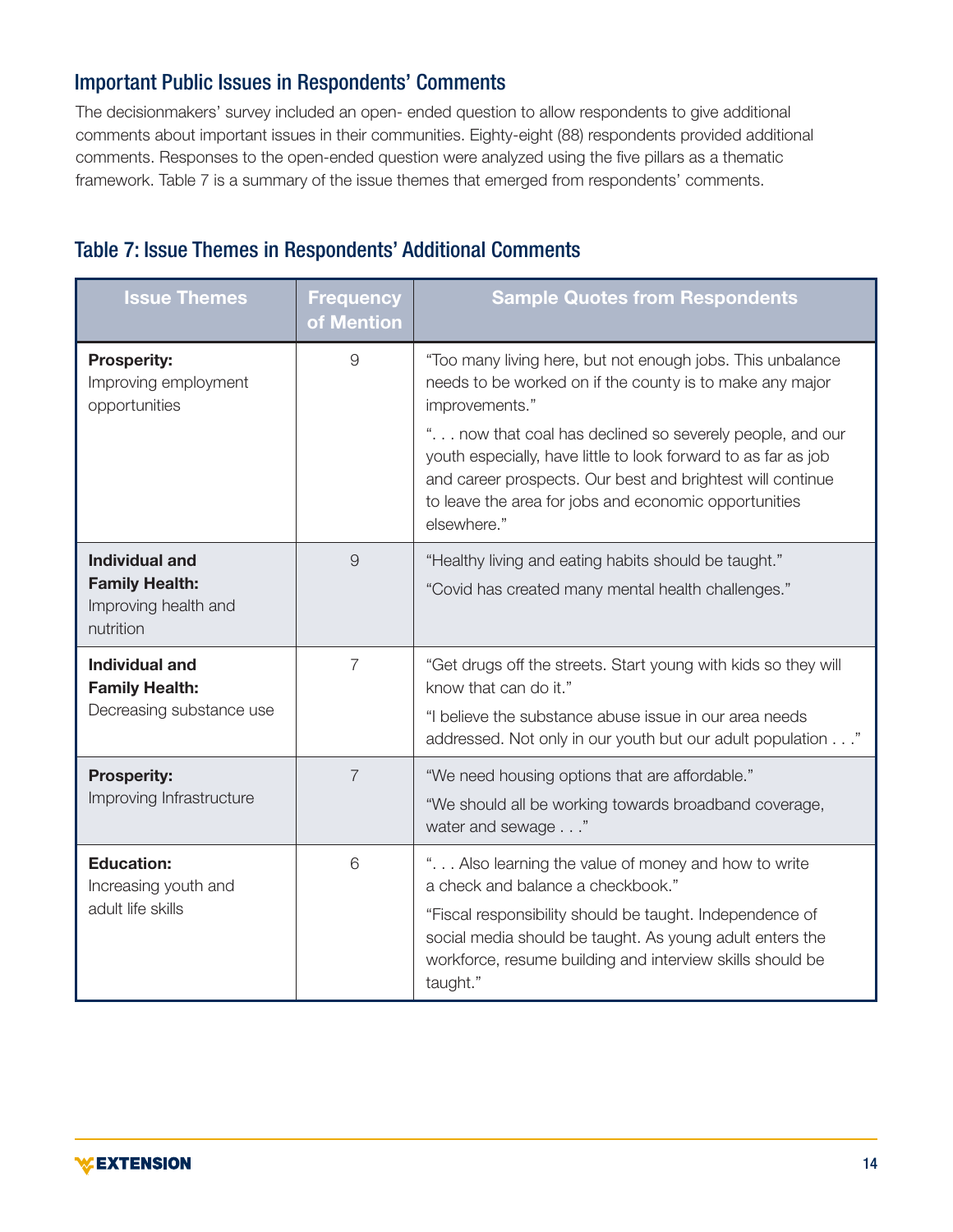## Important Public Issues in Respondents' Comments

The decisionmakers' survey included an open- ended question to allow respondents to give additional comments about important issues in their communities. Eighty-eight (88) respondents provided additional comments. Responses to the open-ended question were analyzed using the five pillars as a thematic framework. Table 7 is a summary of the issue themes that emerged from respondents' comments.

## Table 7: Issue Themes in Respondents' Additional Comments

| Issue Themes | Frequency of Mention | Sample Quotes from Respondents |
|---|---|---|
| **Prosperity:** Improving employment opportunities | 9 | "Too many living here, but not enough jobs. This unbalance needs to be worked on if the county is to make any major improvements." "... now that coal has declined so severely people, and our youth especially, have little to look forward to as far as job and career prospects. Our best and brightest will continue to leave the area for jobs and economic opportunities elsewhere." |
| **Individual and Family Health:** Improving health and nutrition | 9 | "Healthy living and eating habits should be taught." "Covid has created many mental health challenges." |
| **Individual and Family Health:** Decreasing substance use | 7 | "Get drugs off the streets. Start young with kids so they will know that can do it." "I believe the substance abuse issue in our area needs addressed. Not only in our youth but our adult population . . ." |
| **Prosperity:** Improving Infrastructure | 7 | "We need housing options that are affordable." "We should all be working towards broadband coverage, water and sewage . . ." |
| **Education:** Increasing youth and adult life skills | 6 | ". . . Also learning the value of money and how to write a check and balance a checkbook." "Fiscal responsibility should be taught. Independence of social media should be taught. As young adult enters the workforce, resume building and interview skills should be taught." |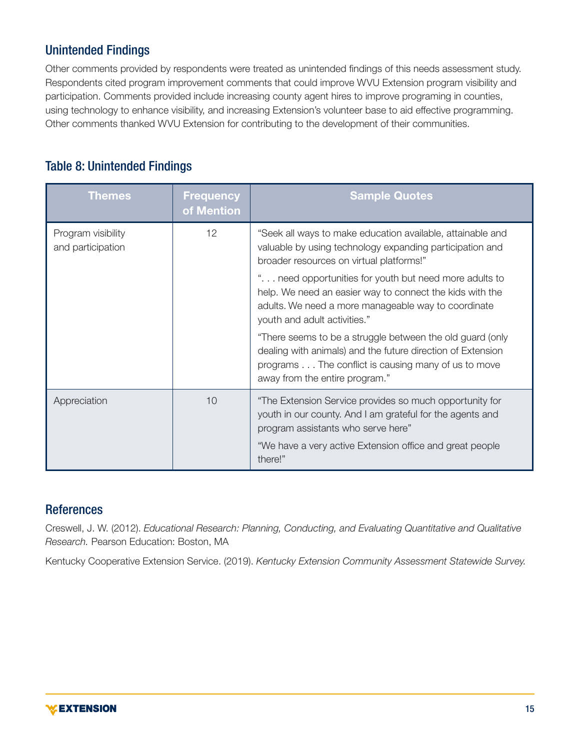## Unintended Findings

Other comments provided by respondents were treated as unintended findings of this needs assessment study. Respondents cited program improvement comments that could improve WVU Extension program visibility and participation. Comments provided include increasing county agent hires to improve programing in counties, using technology to enhance visibility, and increasing Extension's volunteer base to aid effective programming. Other comments thanked WVU Extension for contributing to the development of their communities.

## Table 8: Unintended Findings

| Themes | Frequency of Mention | Sample Quotes |
|---|---|---|
| Program visibility and participation | 12 | "Seek all ways to make education available, attainable and valuable by using technology expanding participation and broader resources on virtual platforms!"<br><br>". . . need opportunities for youth but need more adults to help. We need an easier way to connect the kids with the adults. We need a more manageable way to coordinate youth and adult activities."<br><br>"There seems to be a struggle between the old guard (only dealing with animals) and the future direction of Extension programs . . . The conflict is causing many of us to move away from the entire program." |
| Appreciation | 10 | "The Extension Service provides so much opportunity for youth in our county. And I am grateful for the agents and program assistants who serve here"<br><br>"We have a very active Extension office and great people there!" |

## References

Creswell, J. W. (2012). *Educational Research: Planning, Conducting, and Evaluating Quantitative and Qualitative Research.* Pearson Education: Boston, MA

Kentucky Cooperative Extension Service. (2019). *Kentucky Extension Community Assessment Statewide Survey.*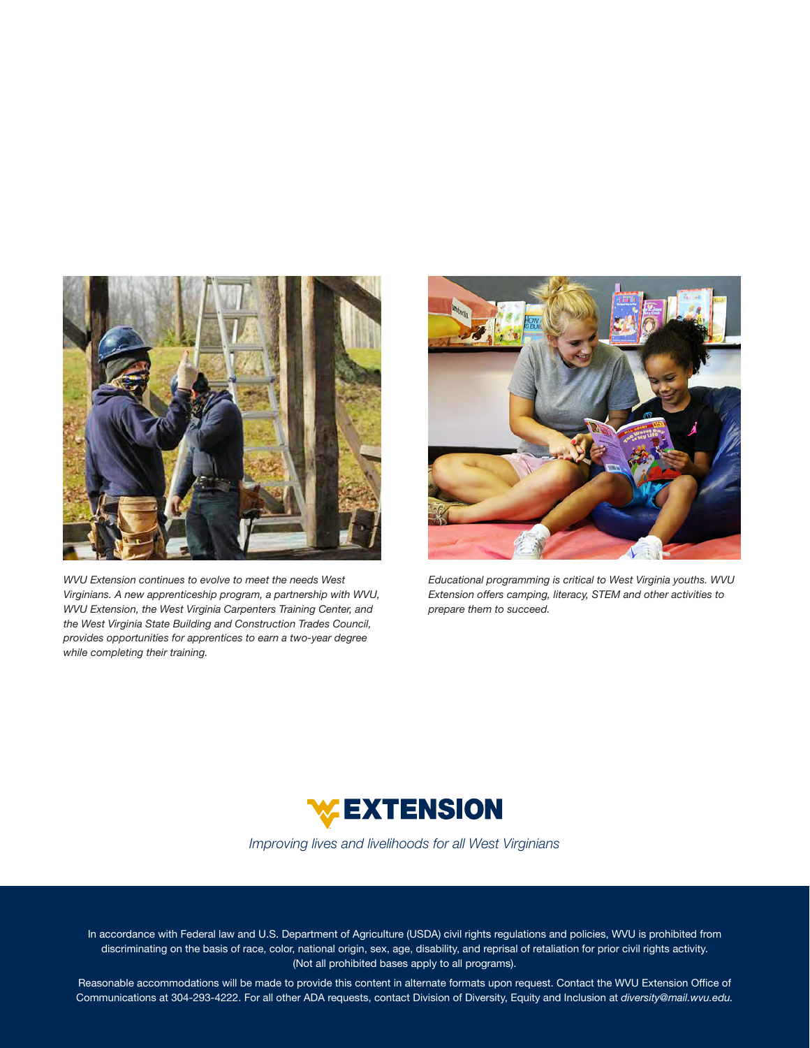*WVU Extension continues to evolve to meet the needs West Virginians. A new apprenticeship program, a partnership with WVU, WVU Extension, the West Virginia Carpenters Training Center, and the West Virginia State Building and Construction Trades Council, provides opportunities for apprentices to earn a two-year degree while completing their training.*

*Educational programming is critical to West Virginia youths. WVU Extension offers camping, literacy, STEM and other activities to prepare them to succeed.*

**EXTENSION**

*Improving lives and livelihoods for all West Virginians*

In accordance with Federal law and U.S. Department of Agriculture (USDA) civil rights regulations and policies, WVU is prohibited from discriminating on the basis of race, color, national origin, sex, age, disability, and reprisal of retaliation for prior civil rights activity. (Not all prohibited bases apply to all programs).

Reasonable accommodations will be made to provide this content in alternate formats upon request. Contact the WVU Extension Office of Communications at 304-293-4222. For all other ADA requests, contact Division of Diversity, Equity and Inclusion at *diversity@mail.wvu.edu.*